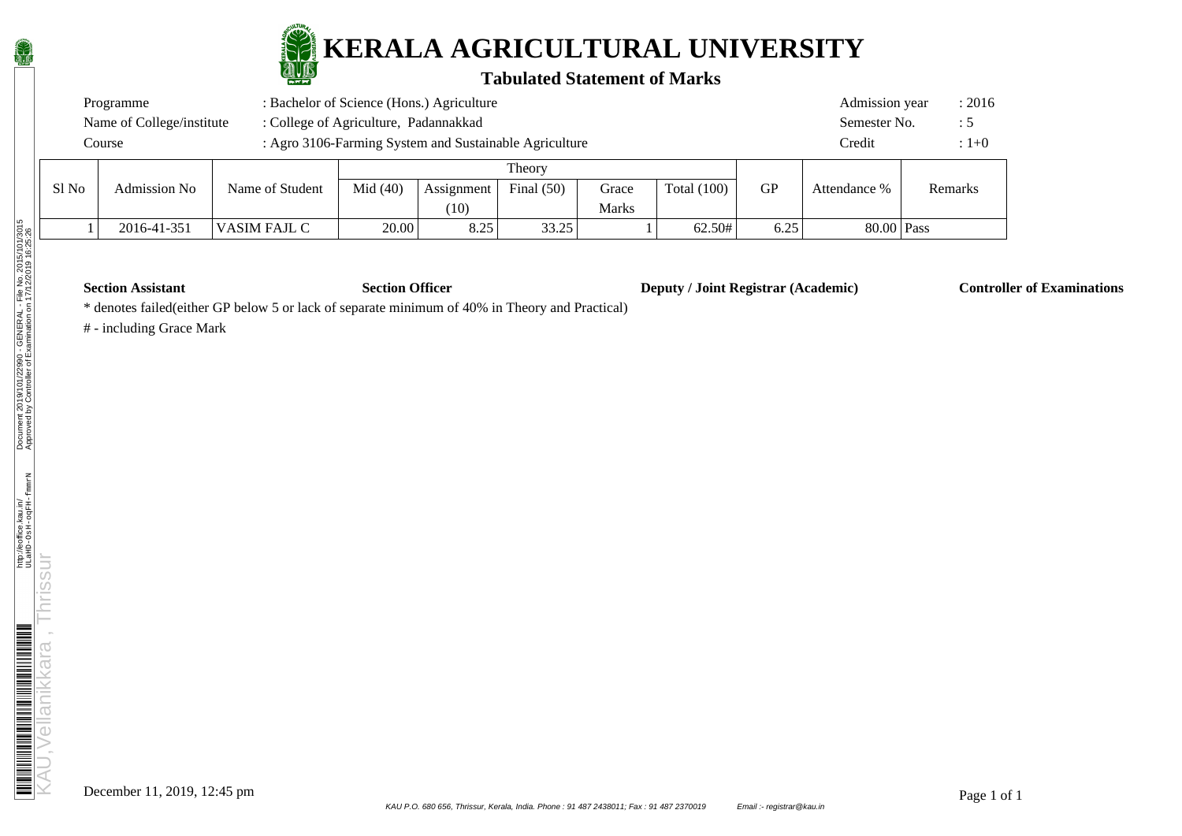# KERALA AGRICULTURAL UNIVERSITY

## Tabulated Statement of Marks

| | | | |
|---|---|---|---|
| Programme | : Bachelor of Science (Hons.) Agriculture | Admission year | : 2016 |
| Name of College/institute | : College of Agriculture, Padannakkad | Semester No. | : 5 |
| Course | : Agro 3106-Farming System and Sustainable Agriculture | Credit | : 1+0 |

| Sl No | Admission No | Name of Student | Theory | | | | | GP | Attendance % | Remarks |
|---|---|---|---|---|---|---|---|---|---|---|
| | | | Mid (40) | Assignment (10) | Final (50) | Grace Marks | Total (100) | | | |
| 1 | 2016-41-351 | VASIM FAJL C | 20.00 | 8.25 | 33.25 | 1 | 62.50# | 6.25 | 80.00 | Pass |

**Section Assistant** **Section Officer** **Deputy / Joint Registrar (Academic)** **Controller of Examinations**

* denotes failed(either GP below 5 or lack of separate minimum of 40% in Theory and Practical)

# - including Grace Mark

December 11, 2019, 12:45 pm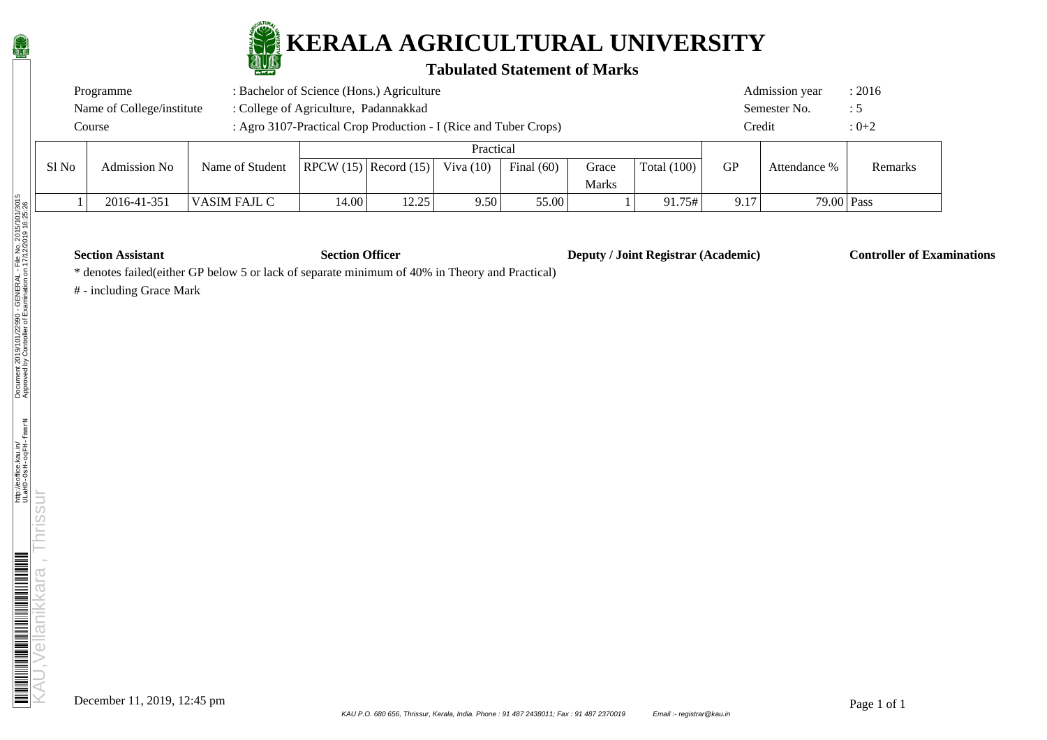# KERALA AGRICULTURAL UNIVERSITY

## Tabulated Statement of Marks

Programme : Bachelor of Science (Hons.) Agriculture

Name of College/institute : College of Agriculture, Padannakkad

Course : Agro 3107-Practical Crop Production - I (Rice and Tuber Crops)

Admission year : 2016

Semester No. : 5

Credit : 0+2

| Sl No | Admission No | Name of Student | Practical | | | | | | GP | Attendance % | Remarks |
|---|---|---|---|---|---|---|---|---|---|---|---|
| | | | RPCW (15) | Record (15) | Viva (10) | Final (60) | Grace Marks | Total (100) | | | |
| 1 | 2016-41-351 | VASIM FAJL C | 14.00 | 12.25 | 9.50 | 55.00 | 1 | 91.75# | 9.17 | 79.00 | Pass |

**Section Assistant** **Section Officer** **Deputy / Joint Registrar (Academic)** **Controller of Examinations**

* denotes failed(either GP below 5 or lack of separate minimum of 40% in Theory and Practical)

# - including Grace Mark

December 11, 2019, 12:45 pm

KAU P.O. 680 656, Thrissur, Kerala, India. Phone : 91 487 2438011; Fax : 91 487 2370019 Email :- registrar@kau.in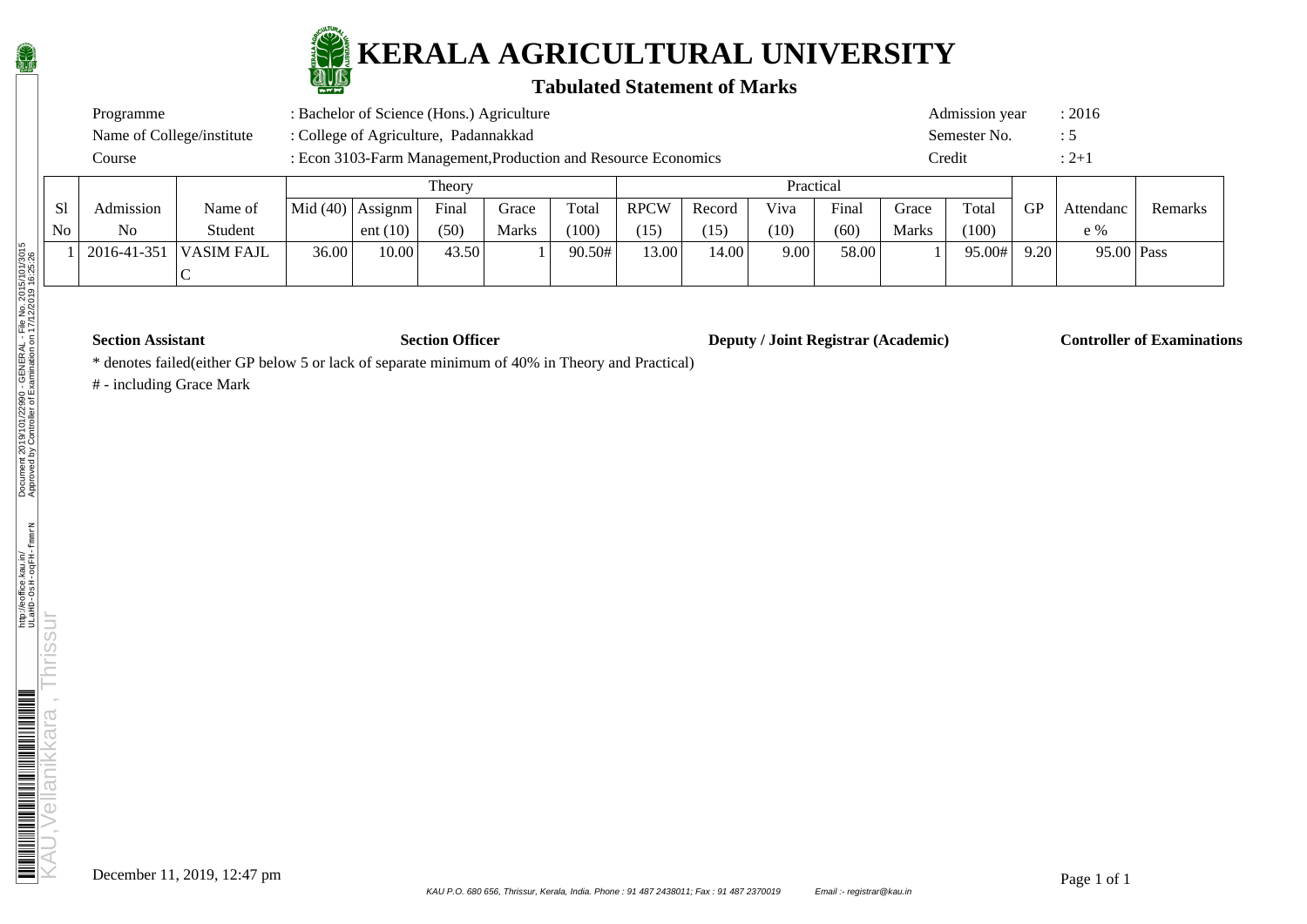# KERALA AGRICULTURAL UNIVERSITY

## Tabulated Statement of Marks

Programme : Bachelor of Science (Hons.) Agriculture
Name of College/institute : College of Agriculture, Padannakkad
Course : Econ 3103-Farm Management,Production and Resource Economics

Admission year : 2016
Semester No. : 5
Credit : 2+1

| Sl No | Admission No | Name of Student | Theory | | | | | Practical | | | | | | GP | Attendance % | Remarks |
|---|---|---|---|---|---|---|---|---|---|---|---|---|---|---|---|---|
| | | | Mid (40) | Assignment (10) | Final (50) | Grace Marks | Total (100) | RPCW (15) | Record (15) | Viva (10) | Final (60) | Grace Marks | Total (100) | | | |
| 1 | 2016-41-351 | VASIM FAJL C | 36.00 | 10.00 | 43.50 | 1 | 90.50# | 13.00 | 14.00 | 9.00 | 58.00 | 1 | 95.00# | 9.20 | 95.00 | Pass |

**Section Assistant** **Section Officer** **Deputy / Joint Registrar (Academic)** **Controller of Examinations**

* denotes failed(either GP below 5 or lack of separate minimum of 40% in Theory and Practical)

# - including Grace Mark

December 11, 2019, 12:47 pm

KAU P.O. 680 656, Thrissur, Kerala, India. Phone : 91 487 2438011; Fax : 91 487 2370019 Email :- registrar@kau.in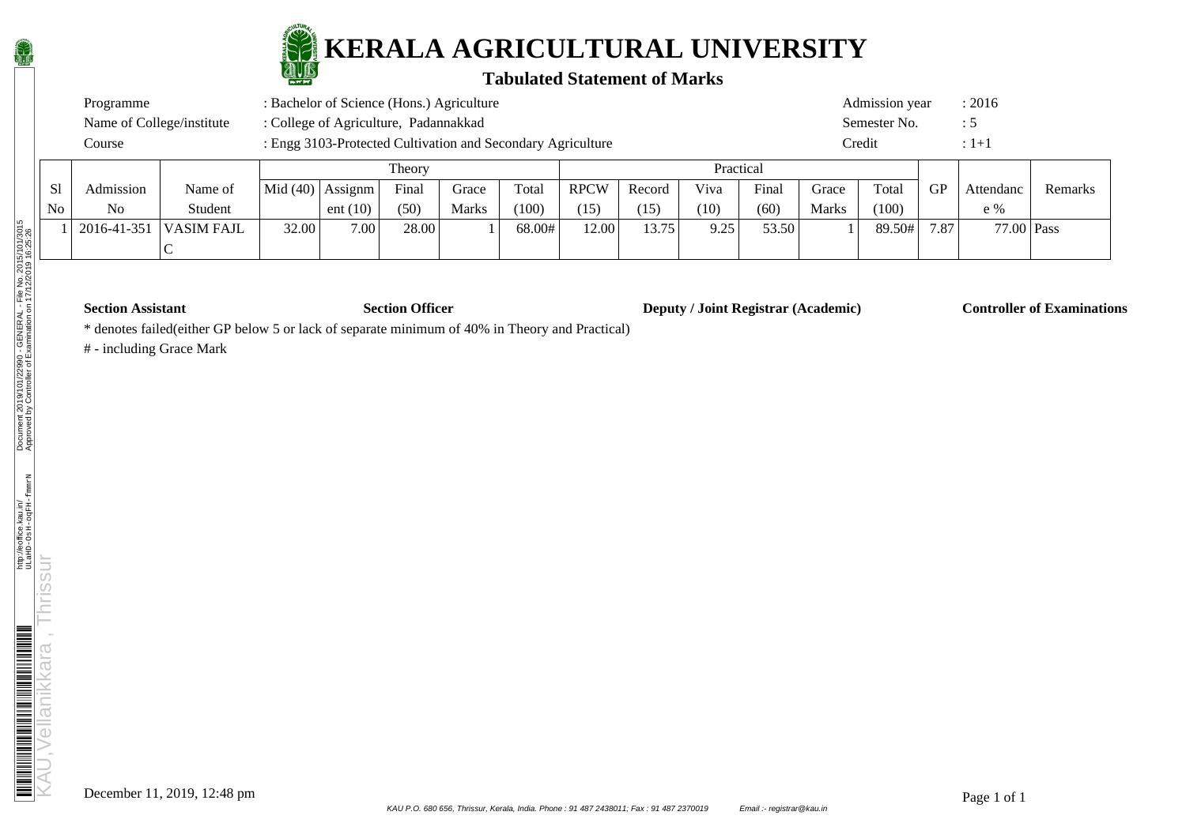# KERALA AGRICULTURAL UNIVERSITY

## Tabulated Statement of Marks

| | | | |
|---|---|---|---|
| Programme | : Bachelor of Science (Hons.) Agriculture | Admission year | : 2016 |
| Name of College/institute | : College of Agriculture, Padannakkad | Semester No. | : 5 |
| Course | : Engg 3103-Protected Cultivation and Secondary Agriculture | Credit | : 1+1 |

| Sl No | Admission No | Name of Student | Theory | | | | | Practical | | | | | | GP | Attendance % | Remarks |
|---|---|---|---|---|---|---|---|---|---|---|---|---|---|---|---|---|
| | | | Mid (40) | Assignment (10) | Final (50) | Grace Marks | Total (100) | RPCW (15) | Record (15) | Viva (10) | Final (60) | Grace Marks | Total (100) | | | |
| 1 | 2016-41-351 | VASIM FAJLC | 32.00 | 7.00 | 28.00 | 1 | 68.00# | 12.00 | 13.75 | 9.25 | 53.50 | 1 | 89.50# | 7.87 | 77.00 | Pass |

**Section Assistant** **Section Officer** **Deputy / Joint Registrar (Academic)** **Controller of Examinations**

* denotes failed(either GP below 5 or lack of separate minimum of 40% in Theory and Practical)

# - including Grace Mark

December 11, 2019, 12:48 pm

*KAU P.O. 680 656, Thrissur, Kerala, India. Phone : 91 487 2438011; Fax : 91 487 2370019 Email :- registrar@kau.in*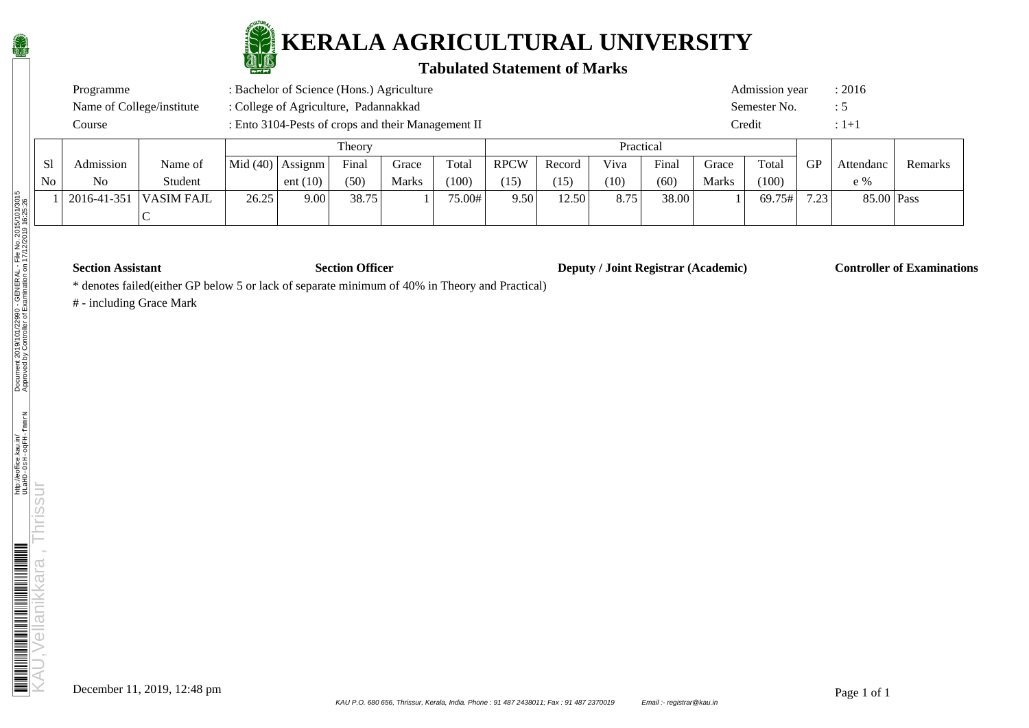# KERALA AGRICULTURAL UNIVERSITY

## Tabulated Statement of Marks

| | | | |
|---|---|---|---|
| Programme | : Bachelor of Science (Hons.) Agriculture | Admission year | : 2016 |
| Name of College/institute | : College of Agriculture, Padannakkad | Semester No. | : 5 |
| Course | : Ento 3104-Pests of crops and their Management II | Credit | : 1+1 |

| Sl No | Admission No | Name of Student | Theory | | | | | Practical | | | | | | GP | Attendance % | Remarks |
|---|---|---|---|---|---|---|---|---|---|---|---|---|---|---|---|---|
| | | | Mid (40) | Assignment (10) | Final (50) | Grace Marks | Total (100) | RPCW (15) | Record (15) | Viva (10) | Final (60) | Grace Marks | Total (100) | | | |
| 1 | 2016-41-351 | VASIM FAJL C | 26.25 | 9.00 | 38.75 | 1 | 75.00# | 9.50 | 12.50 | 8.75 | 38.00 | 1 | 69.75# | 7.23 | 85.00 | Pass |

**Section Assistant** **Section Officer** **Deputy / Joint Registrar (Academic)** **Controller of Examinations**

* denotes failed(either GP below 5 or lack of separate minimum of 40% in Theory and Practical)

# - including Grace Mark

December 11, 2019, 12:48 pm

KAU P.O. 680 656, Thrissur, Kerala, India. Phone : 91 487 2438011; Fax : 91 487 2370019 Email :- registrar@kau.in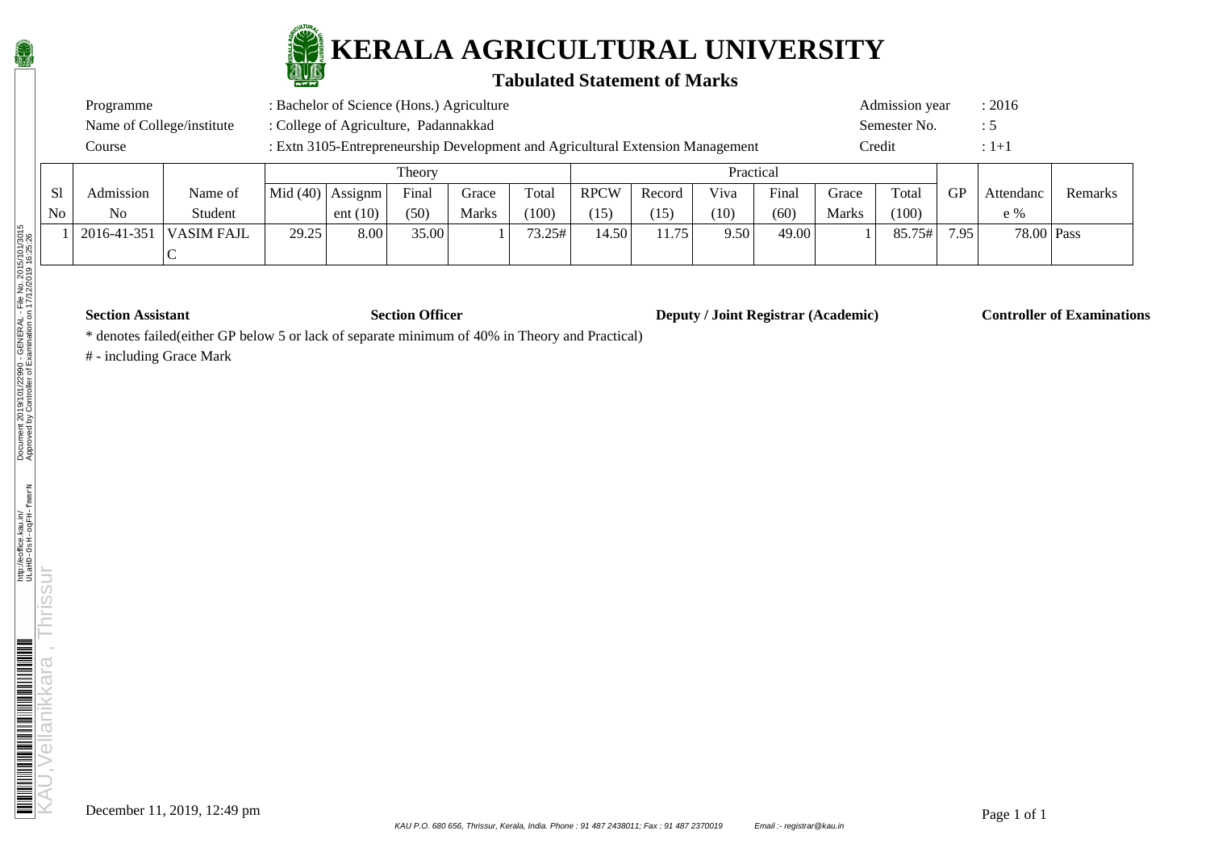# KERALA AGRICULTURAL UNIVERSITY

## Tabulated Statement of Marks

| | | | |
|---|---|---|---|
| Programme | : Bachelor of Science (Hons.) Agriculture | Admission year | : 2016 |
| Name of College/institute | : College of Agriculture, Padannakkad | Semester No. | : 5 |
| Course | : Extn 3105-Entrepreneurship Development and Agricultural Extension Management | Credit | : 1+1 |

| Sl No | Admission No | Name of Student | Theory | | | | | Practical | | | | | | GP | Attendance % | Remarks |
|---|---|---|---|---|---|---|---|---|---|---|---|---|---|---|---|---|
| | | | Mid (40) | Assignment (10) | Final (50) | Grace Marks | Total (100) | RPCW (15) | Record (15) | Viva (10) | Final (60) | Grace Marks | Total (100) | | | |
| 1 | 2016-41-351 | VASIM FAJL C | 29.25 | 8.00 | 35.00 | 1 | 73.25# | 14.50 | 11.75 | 9.50 | 49.00 | 1 | 85.75# | 7.95 | 78.00 | Pass |

**Section Assistant** **Section Officer** **Deputy / Joint Registrar (Academic)** **Controller of Examinations**

* denotes failed(either GP below 5 or lack of separate minimum of 40% in Theory and Practical)

# - including Grace Mark

December 11, 2019, 12:49 pm

*KAU P.O. 680 656, Thrissur, Kerala, India. Phone : 91 487 2438011; Fax : 91 487 2370019 Email :- registrar@kau.in*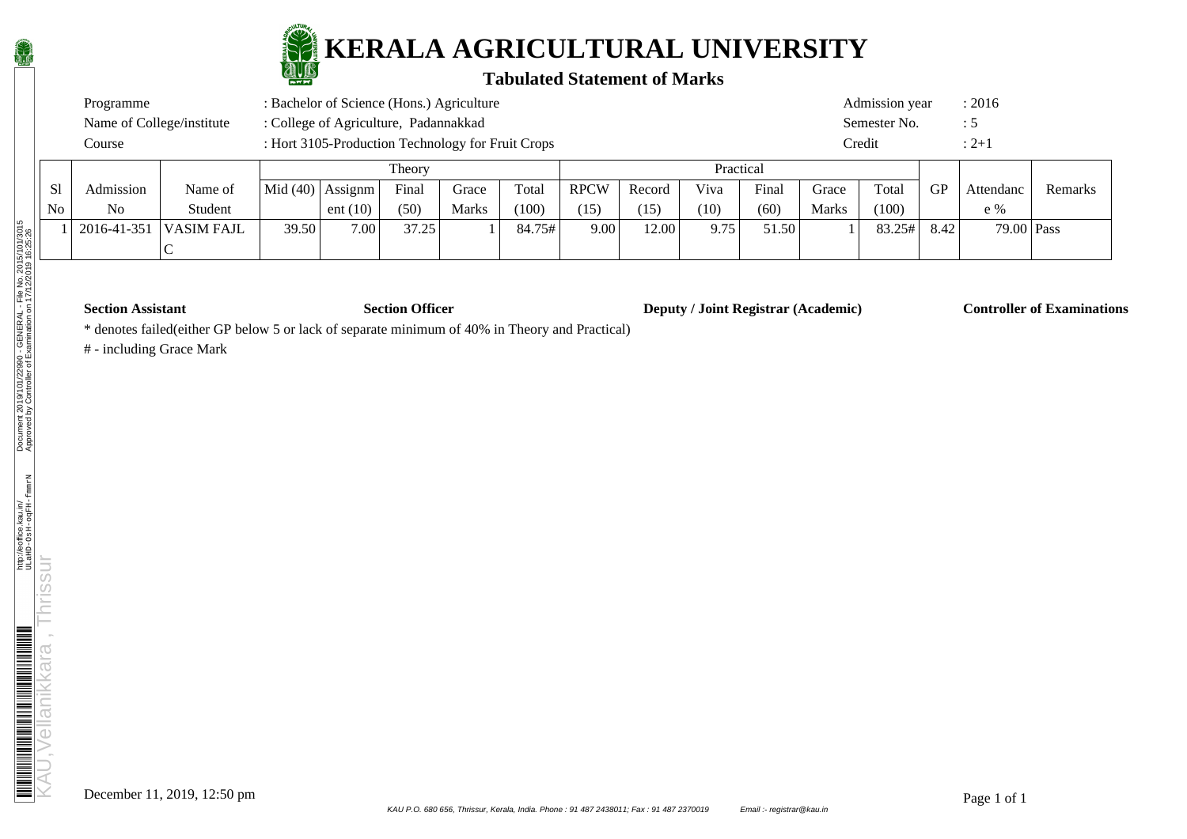# KERALA AGRICULTURAL UNIVERSITY

## Tabulated Statement of Marks

| | | | |
|---|---|---|---|
| Programme | : Bachelor of Science (Hons.) Agriculture | Admission year | : 2016 |
| Name of College/institute | : College of Agriculture, Padannakkad | Semester No. | : 5 |
| Course | : Hort 3105-Production Technology for Fruit Crops | Credit | : 2+1 |

| Sl No | Admission No | Name of Student | Theory | | | | | Practical | | | | | | GP | Attendance % | Remarks |
|---|---|---|---|---|---|---|---|---|---|---|---|---|---|---|---|---|
| | | | Mid (40) | Assignment (10) | Final (50) | Grace Marks | Total (100) | RPCW (15) | Record (15) | Viva (10) | Final (60) | Grace Marks | Total (100) | | | |
| 1 | 2016-41-351 | VASIM FAJL C | 39.50 | 7.00 | 37.25 | 1 | 84.75# | 9.00 | 12.00 | 9.75 | 51.50 | 1 | 83.25# | 8.42 | 79.00 | Pass |

**Section Assistant** **Section Officer** **Deputy / Joint Registrar (Academic)** **Controller of Examinations**

* denotes failed(either GP below 5 or lack of separate minimum of 40% in Theory and Practical)

# - including Grace Mark

December 11, 2019, 12:50 pm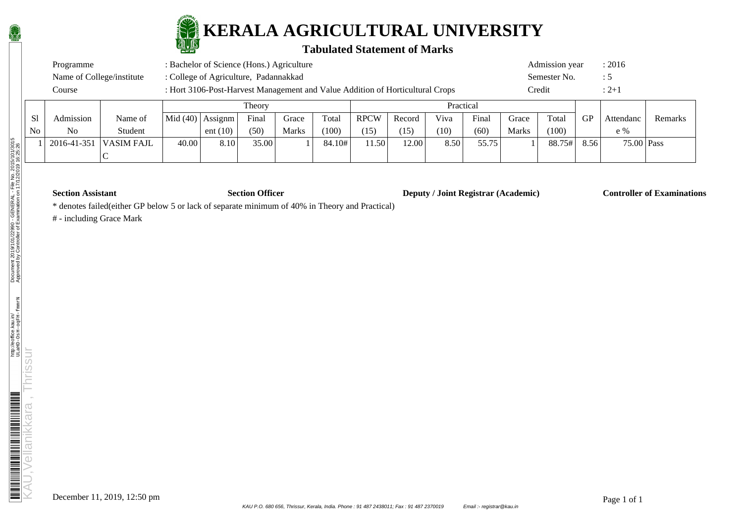# KERALA AGRICULTURAL UNIVERSITY

## Tabulated Statement of Marks

| | | | |
|---|---|---|---|
| Programme | : Bachelor of Science (Hons.) Agriculture | Admission year | : 2016 |
| Name of College/institute | : College of Agriculture, Padannakkad | Semester No. | : 5 |
| Course | : Hort 3106-Post-Harvest Management and Value Addition of Horticultural Crops | Credit | : 2+1 |

| | | | Theory | | | | | Practical | | | | | | | | | |
|---|---|---|---|---|---|---|---|---|---|---|---|---|---|---|---|---|---|
| Sl No | Admission No | Name of Student | Mid (40) | Assignment (10) | Final (50) | Grace Marks | Total (100) | RPCW (15) | Record (15) | Viva (10) | Final (60) | Grace Marks | Total (100) | GP | Attendance % | Remarks |
| 1 | 2016-41-351 | VASIM FAJL C | 40.00 | 8.10 | 35.00 | 1 | 84.10# | 11.50 | 12.00 | 8.50 | 55.75 | 1 | 88.75# | 8.56 | 75.00 | Pass |

**Section Assistant** **Section Officer** **Deputy / Joint Registrar (Academic)** **Controller of Examinations**

* denotes failed(either GP below 5 or lack of separate minimum of 40% in Theory and Practical)

# - including Grace Mark

December 11, 2019, 12:50 pm

KAU P.O. 680 656, Thrissur, Kerala, India. Phone : 91 487 2438011; Fax : 91 487 2370019 Email :- registrar@kau.in

KAU,Vellanikkara , Thrissur

http://eoffice.kau.in/ Document 2019/101/22990 - GENERAL - File No. 2015/101/3015 Approved by Controller of Examination on 17/12/2019 16:25:26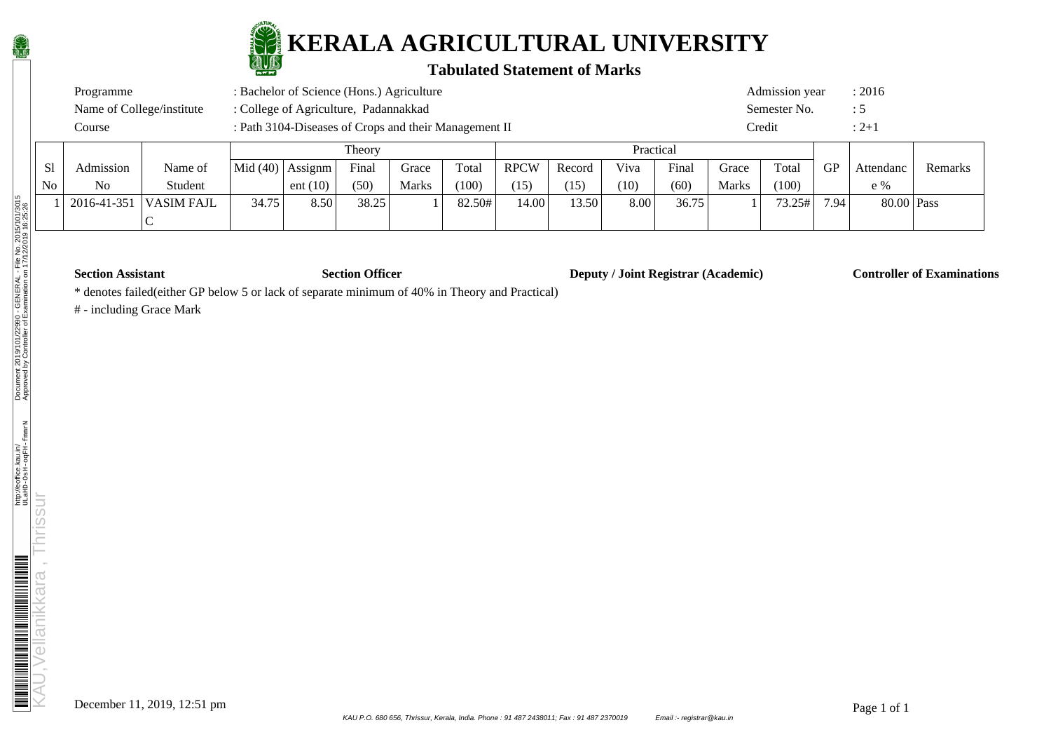# KERALA AGRICULTURAL UNIVERSITY

## Tabulated Statement of Marks

| | | | |
|---|---|---|---|
| Programme | : Bachelor of Science (Hons.) Agriculture | Admission year | : 2016 |
| Name of College/institute | : College of Agriculture, Padannakkad | Semester No. | : 5 |
| Course | : Path 3104-Diseases of Crops and their Management II | Credit | : 2+1 |

| Sl No | Admission No | Name of Student | Theory | | | | | Practical | | | | | | GP | Attendance % | Remarks |
|---|---|---|---|---|---|---|---|---|---|---|---|---|---|---|---|---|
| | | | Mid (40) | Assignment (10) | Final (50) | Grace Marks | Total (100) | RPCW (15) | Record (15) | Viva (10) | Final (60) | Grace Marks | Total (100) | | | |
| 1 | 2016-41-351 | VASIM FAJL C | 34.75 | 8.50 | 38.25 | 1 | 82.50# | 14.00 | 13.50 | 8.00 | 36.75 | 1 | 73.25# | 7.94 | 80.00 | Pass |

**Section Assistant** **Section Officer** **Deputy / Joint Registrar (Academic)** **Controller of Examinations**

* denotes failed(either GP below 5 or lack of separate minimum of 40% in Theory and Practical)

# - including Grace Mark

December 11, 2019, 12:51 pm

KAU P.O. 680 656, Thrissur, Kerala, India. Phone : 91 487 2438011; Fax : 91 487 2370019 Email :- registrar@kau.in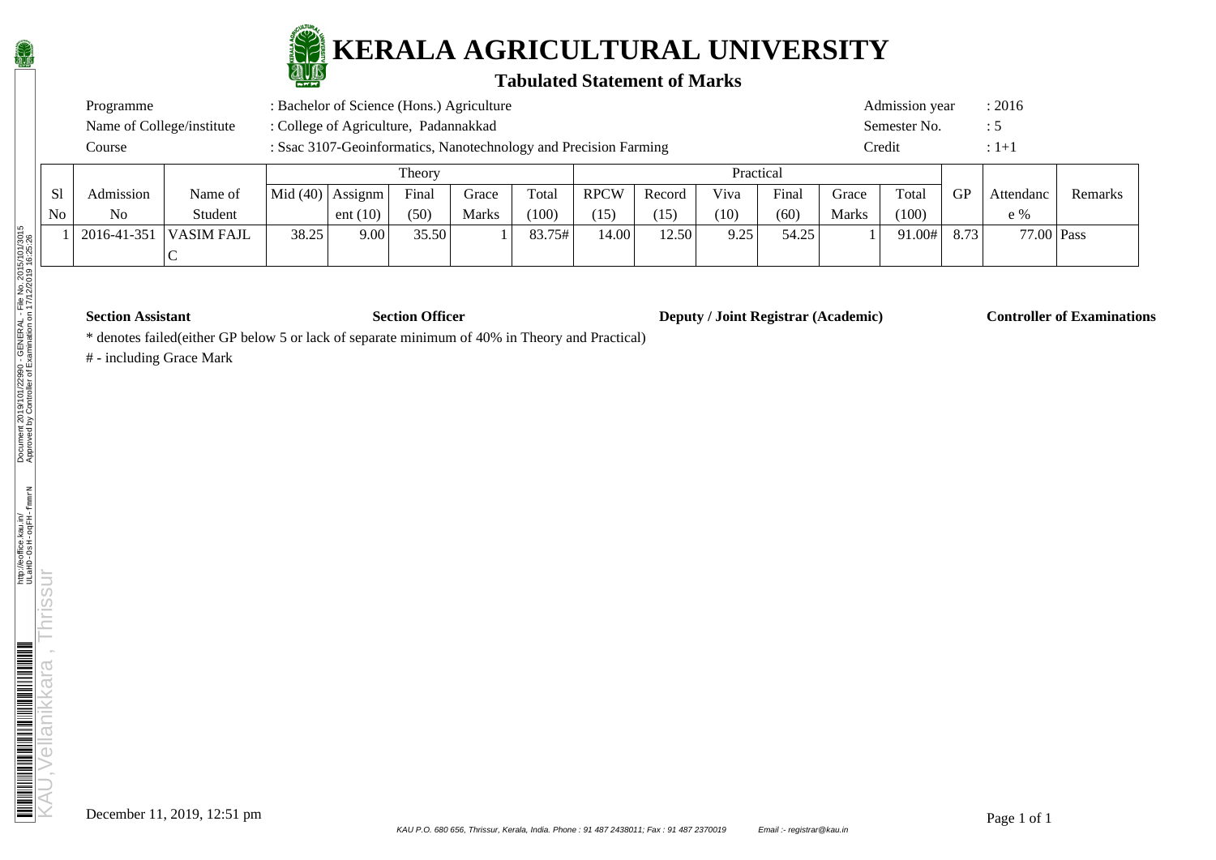# KERALA AGRICULTURAL UNIVERSITY

## Tabulated Statement of Marks

| | | | |
|---|---|---|---|
| Programme | : Bachelor of Science (Hons.) Agriculture | Admission year | : 2016 |
| Name of College/institute | : College of Agriculture, Padannakkad | Semester No. | : 5 |
| Course | : Ssac 3107-Geoinformatics, Nanotechnology and Precision Farming | Credit | : 1+1 |

| | | | Theory | | | | | Practical | | | | | | | | |
|---|---|---|---|---|---|---|---|---|---|---|---|---|---|---|---|---|
| Sl No | Admission No | Name of Student | Mid (40) | Assignment (10) | Final (50) | Grace Marks | Total (100) | RPCW (15) | Record (15) | Viva (10) | Final (60) | Grace Marks | Total (100) | GP | Attendance % | Remarks |
| 1 | 2016-41-351 | VASIM FAJL C | 38.25 | 9.00 | 35.50 | 1 | 83.75# | 14.00 | 12.50 | 9.25 | 54.25 | 1 | 91.00# | 8.73 | 77.00 | Pass |

**Section Assistant** **Section Officer** **Deputy / Joint Registrar (Academic)** **Controller of Examinations**

* denotes failed(either GP below 5 or lack of separate minimum of 40% in Theory and Practical)

# - including Grace Mark

December 11, 2019, 12:51 pm

KAU P.O. 680 656, Thrissur, Kerala, India. Phone : 91 487 2438011; Fax : 91 487 2370019 Email :- registrar@kau.in